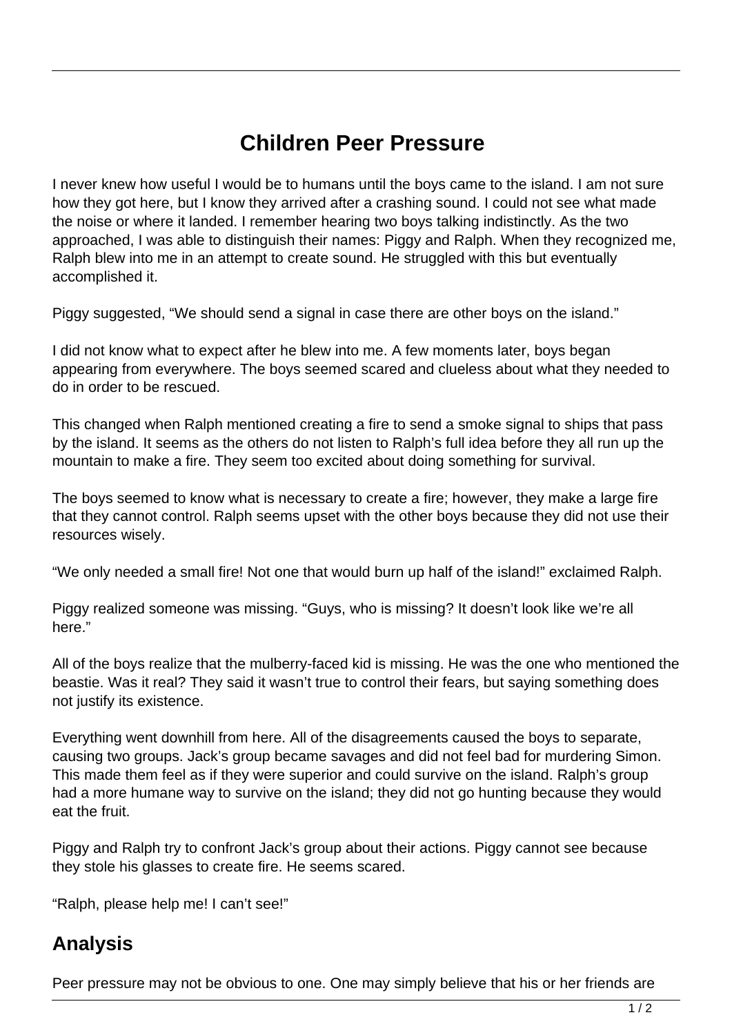# Children Peer Pressure

I never knew how useful I would be to humans until the boys came to the island. I am not sure how they got here, but I know they arrived after a crashing sound. I could not see what made the noise or where it landed. I remember hearing two boys talking indistinctly. As the two approached, I was able to distinguish their names: Piggy and Ralph. When they recognized me, Ralph blew into me in an attempt to create sound. He struggled with this but eventually accomplished it.

Piggy suggested, "We should send a signal in case there are other boys on the island."

I did not know what to expect after he blew into me. A few moments later, boys began appearing from everywhere. The boys seemed scared and clueless about what they needed to do in order to be rescued.

This changed when Ralph mentioned creating a fire to send a smoke signal to ships that pass by the island. It seems as the others do not listen to Ralph's full idea before they all run up the mountain to make a fire. They seem too excited about doing something for survival.

The boys seemed to know what is necessary to create a fire; however, they make a large fire that they cannot control. Ralph seems upset with the other boys because they did not use their resources wisely.

"We only needed a small fire! Not one that would burn up half of the island!" exclaimed Ralph.

Piggy realized someone was missing. "Guys, who is missing? It doesn't look like we're all here."

All of the boys realize that the mulberry-faced kid is missing. He was the one who mentioned the beastie. Was it real? They said it wasn't true to control their fears, but saying something does not justify its existence.

Everything went downhill from here. All of the disagreements caused the boys to separate, causing two groups. Jack's group became savages and did not feel bad for murdering Simon. This made them feel as if they were superior and could survive on the island. Ralph's group had a more humane way to survive on the island; they did not go hunting because they would eat the fruit.

Piggy and Ralph try to confront Jack's group about their actions. Piggy cannot see because they stole his glasses to create fire. He seems scared.

"Ralph, please help me! I can't see!"

## Analysis

Peer pressure may not be obvious to one. One may simply believe that his or her friends are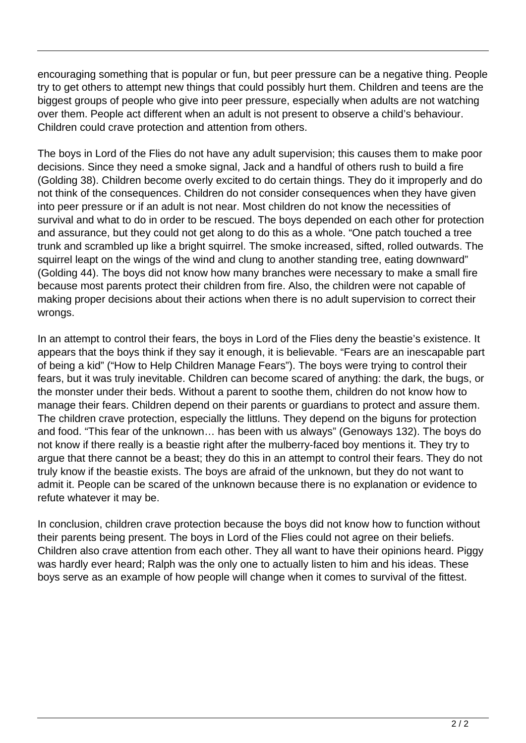encouraging something that is popular or fun, but peer pressure can be a negative thing. People try to get others to attempt new things that could possibly hurt them. Children and teens are the biggest groups of people who give into peer pressure, especially when adults are not watching over them. People act different when an adult is not present to observe a child's behaviour. Children could crave protection and attention from others.

The boys in Lord of the Flies do not have any adult supervision; this causes them to make poor decisions. Since they need a smoke signal, Jack and a handful of others rush to build a fire (Golding 38). Children become overly excited to do certain things. They do it improperly and do not think of the consequences. Children do not consider consequences when they have given into peer pressure or if an adult is not near. Most children do not know the necessities of survival and what to do in order to be rescued. The boys depended on each other for protection and assurance, but they could not get along to do this as a whole. "One patch touched a tree trunk and scrambled up like a bright squirrel. The smoke increased, sifted, rolled outwards. The squirrel leapt on the wings of the wind and clung to another standing tree, eating downward" (Golding 44). The boys did not know how many branches were necessary to make a small fire because most parents protect their children from fire. Also, the children were not capable of making proper decisions about their actions when there is no adult supervision to correct their wrongs.

In an attempt to control their fears, the boys in Lord of the Flies deny the beastie's existence. It appears that the boys think if they say it enough, it is believable. "Fears are an inescapable part of being a kid" ("How to Help Children Manage Fears"). The boys were trying to control their fears, but it was truly inevitable. Children can become scared of anything: the dark, the bugs, or the monster under their beds. Without a parent to soothe them, children do not know how to manage their fears. Children depend on their parents or guardians to protect and assure them. The children crave protection, especially the littluns. They depend on the biguns for protection and food. "This fear of the unknown… has been with us always" (Genoways 132). The boys do not know if there really is a beastie right after the mulberry-faced boy mentions it. They try to argue that there cannot be a beast; they do this in an attempt to control their fears. They do not truly know if the beastie exists. The boys are afraid of the unknown, but they do not want to admit it. People can be scared of the unknown because there is no explanation or evidence to refute whatever it may be.

In conclusion, children crave protection because the boys did not know how to function without their parents being present. The boys in Lord of the Flies could not agree on their beliefs. Children also crave attention from each other. They all want to have their opinions heard. Piggy was hardly ever heard; Ralph was the only one to actually listen to him and his ideas. These boys serve as an example of how people will change when it comes to survival of the fittest.